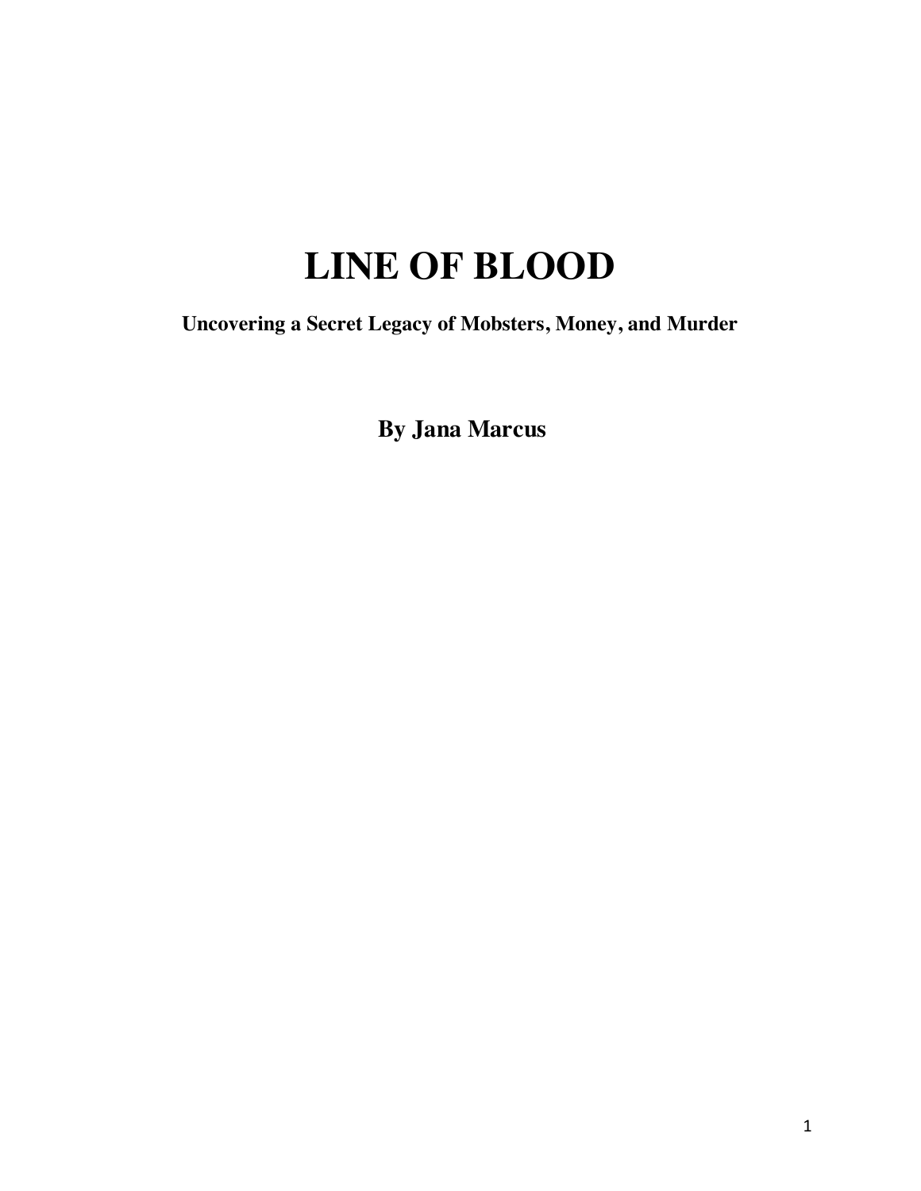# LINE OF BLOOD

**Uncovering a Secret Legacy of Mobsters, Money, and Murder**

**By Jana Marcus**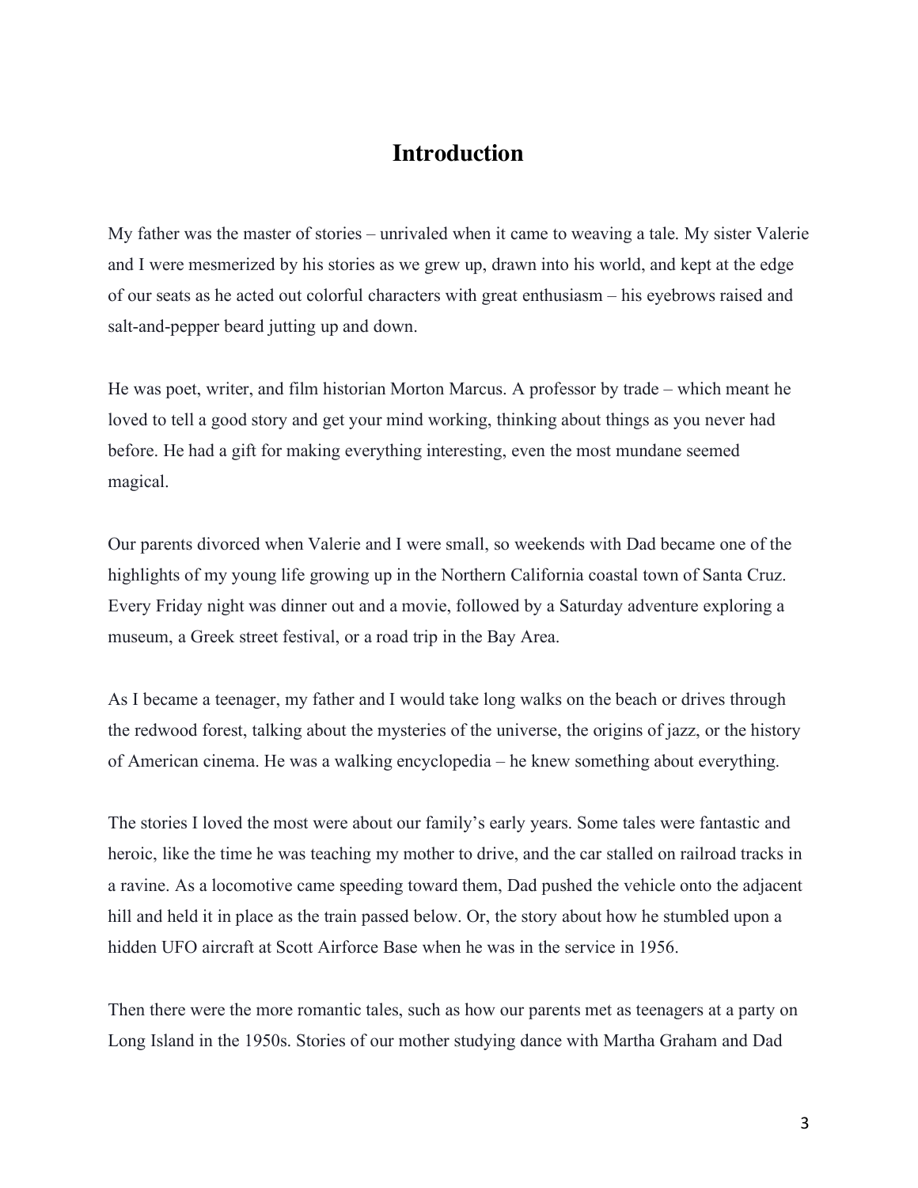# Introduction

My father was the master of stories – unrivaled when it came to weaving a tale. My sister Valerie and I were mesmerized by his stories as we grew up, drawn into his world, and kept at the edge of our seats as he acted out colorful characters with great enthusiasm – his eyebrows raised and salt-and-pepper beard jutting up and down.

He was poet, writer, and film historian Morton Marcus. A professor by trade – which meant he loved to tell a good story and get your mind working, thinking about things as you never had before. He had a gift for making everything interesting, even the most mundane seemed magical.

Our parents divorced when Valerie and I were small, so weekends with Dad became one of the highlights of my young life growing up in the Northern California coastal town of Santa Cruz. Every Friday night was dinner out and a movie, followed by a Saturday adventure exploring a museum, a Greek street festival, or a road trip in the Bay Area.

As I became a teenager, my father and I would take long walks on the beach or drives through the redwood forest, talking about the mysteries of the universe, the origins of jazz, or the history of American cinema. He was a walking encyclopedia – he knew something about everything.

The stories I loved the most were about our family's early years. Some tales were fantastic and heroic, like the time he was teaching my mother to drive, and the car stalled on railroad tracks in a ravine. As a locomotive came speeding toward them, Dad pushed the vehicle onto the adjacent hill and held it in place as the train passed below. Or, the story about how he stumbled upon a hidden UFO aircraft at Scott Airforce Base when he was in the service in 1956.

Then there were the more romantic tales, such as how our parents met as teenagers at a party on Long Island in the 1950s. Stories of our mother studying dance with Martha Graham and Dad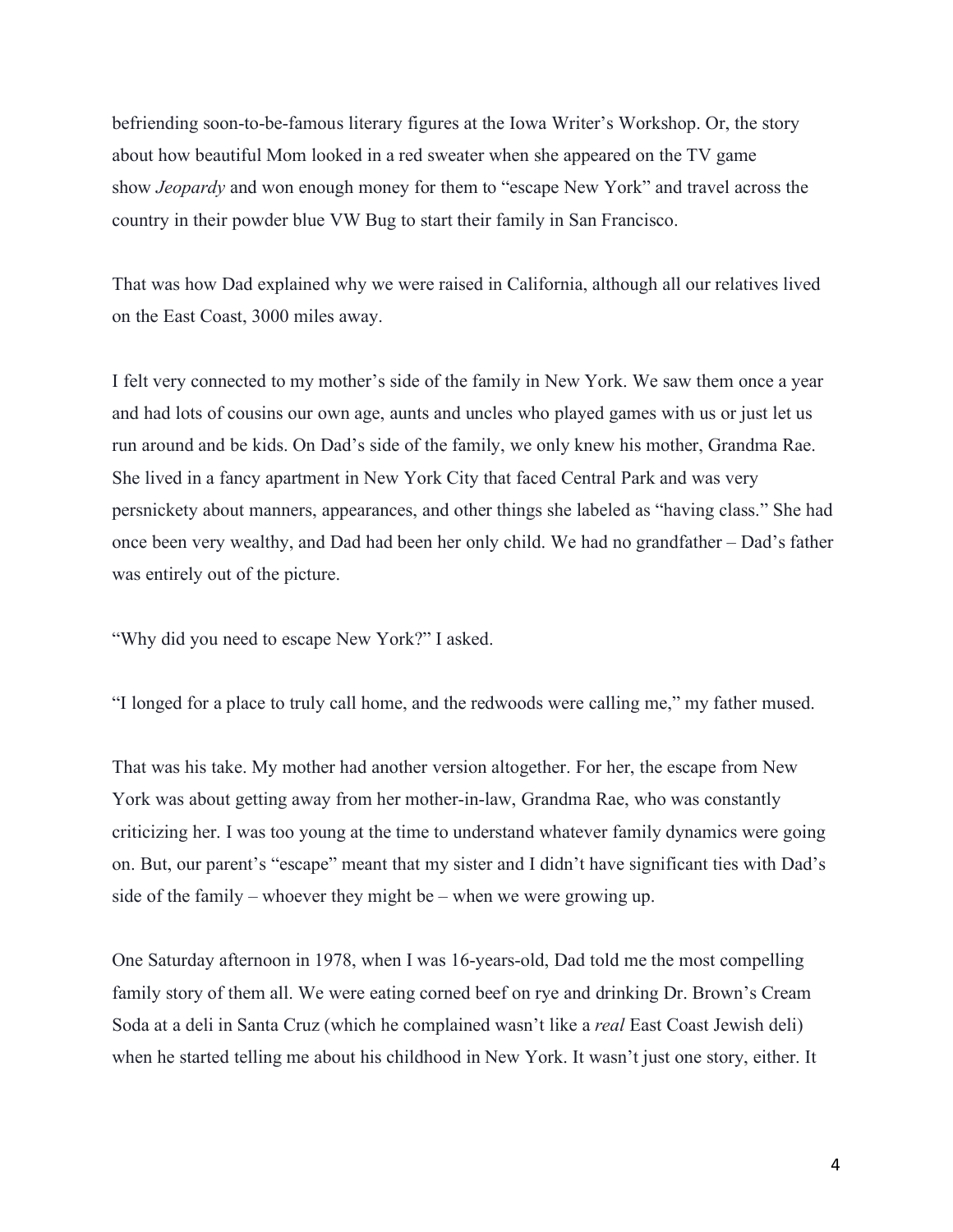befriending soon-to-be-famous literary figures at the Iowa Writer's Workshop. Or, the story about how beautiful Mom looked in a red sweater when she appeared on the TV game show *Jeopardy* and won enough money for them to "escape New York" and travel across the country in their powder blue VW Bug to start their family in San Francisco.

That was how Dad explained why we were raised in California, although all our relatives lived on the East Coast, 3000 miles away.

I felt very connected to my mother's side of the family in New York. We saw them once a year and had lots of cousins our own age, aunts and uncles who played games with us or just let us run around and be kids. On Dad's side of the family, we only knew his mother, Grandma Rae. She lived in a fancy apartment in New York City that faced Central Park and was very persnickety about manners, appearances, and other things she labeled as "having class." She had once been very wealthy, and Dad had been her only child. We had no grandfather – Dad's father was entirely out of the picture.

"Why did you need to escape New York?" I asked.

"I longed for a place to truly call home, and the redwoods were calling me," my father mused.

That was his take. My mother had another version altogether. For her, the escape from New York was about getting away from her mother-in-law, Grandma Rae, who was constantly criticizing her. I was too young at the time to understand whatever family dynamics were going on. But, our parent's "escape" meant that my sister and I didn't have significant ties with Dad's side of the family – whoever they might be – when we were growing up.

One Saturday afternoon in 1978, when I was 16-years-old, Dad told me the most compelling family story of them all. We were eating corned beef on rye and drinking Dr. Brown's Cream Soda at a deli in Santa Cruz (which he complained wasn't like a *real* East Coast Jewish deli) when he started telling me about his childhood in New York. It wasn't just one story, either. It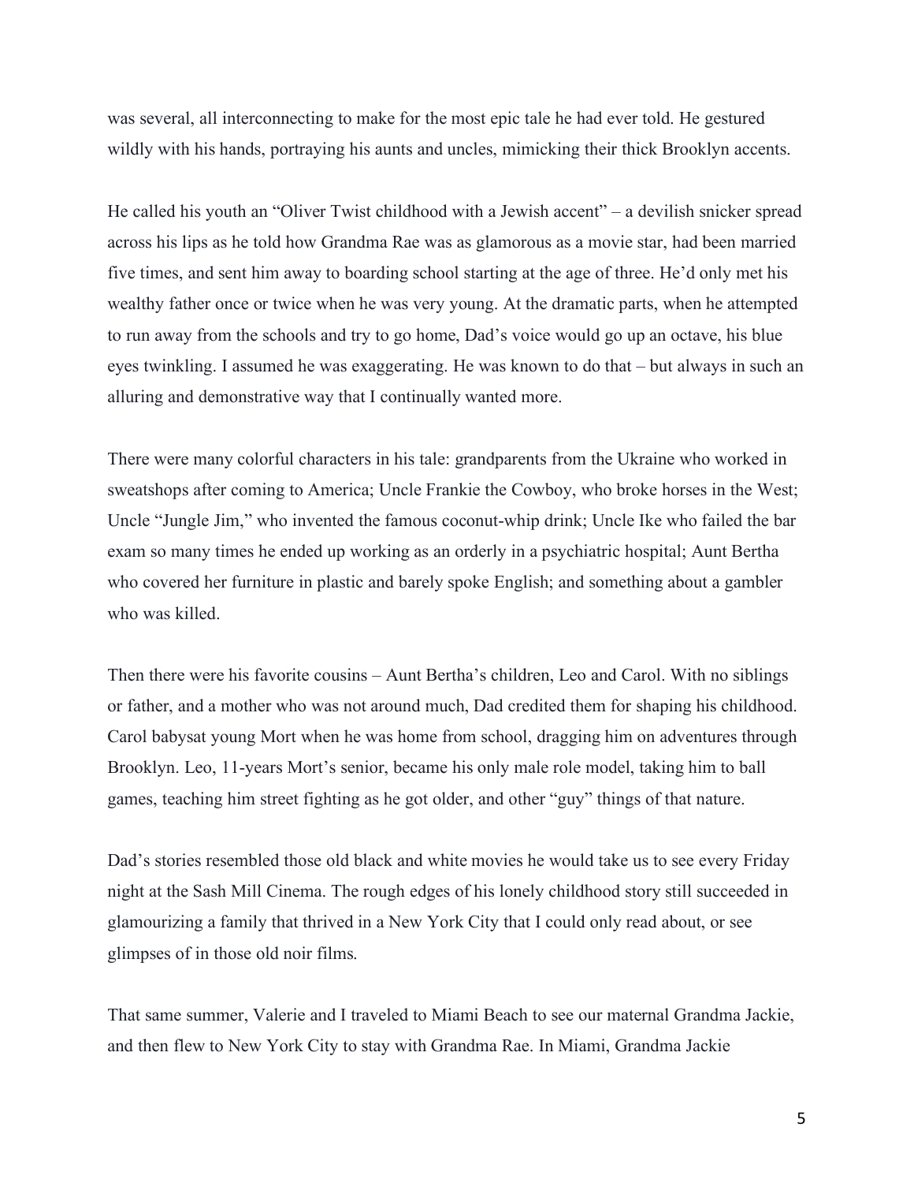was several, all interconnecting to make for the most epic tale he had ever told. He gestured wildly with his hands, portraying his aunts and uncles, mimicking their thick Brooklyn accents.

He called his youth an "Oliver Twist childhood with a Jewish accent" – a devilish snicker spread across his lips as he told how Grandma Rae was as glamorous as a movie star, had been married five times, and sent him away to boarding school starting at the age of three. He'd only met his wealthy father once or twice when he was very young. At the dramatic parts, when he attempted to run away from the schools and try to go home, Dad's voice would go up an octave, his blue eyes twinkling. I assumed he was exaggerating. He was known to do that – but always in such an alluring and demonstrative way that I continually wanted more.

There were many colorful characters in his tale: grandparents from the Ukraine who worked in sweatshops after coming to America; Uncle Frankie the Cowboy, who broke horses in the West; Uncle "Jungle Jim," who invented the famous coconut-whip drink; Uncle Ike who failed the bar exam so many times he ended up working as an orderly in a psychiatric hospital; Aunt Bertha who covered her furniture in plastic and barely spoke English; and something about a gambler who was killed.

Then there were his favorite cousins – Aunt Bertha's children, Leo and Carol. With no siblings or father, and a mother who was not around much, Dad credited them for shaping his childhood. Carol babysat young Mort when he was home from school, dragging him on adventures through Brooklyn. Leo, 11-years Mort's senior, became his only male role model, taking him to ball games, teaching him street fighting as he got older, and other "guy" things of that nature.

Dad's stories resembled those old black and white movies he would take us to see every Friday night at the Sash Mill Cinema. The rough edges of his lonely childhood story still succeeded in glamourizing a family that thrived in a New York City that I could only read about, or see glimpses of in those old noir films.

That same summer, Valerie and I traveled to Miami Beach to see our maternal Grandma Jackie, and then flew to New York City to stay with Grandma Rae. In Miami, Grandma Jackie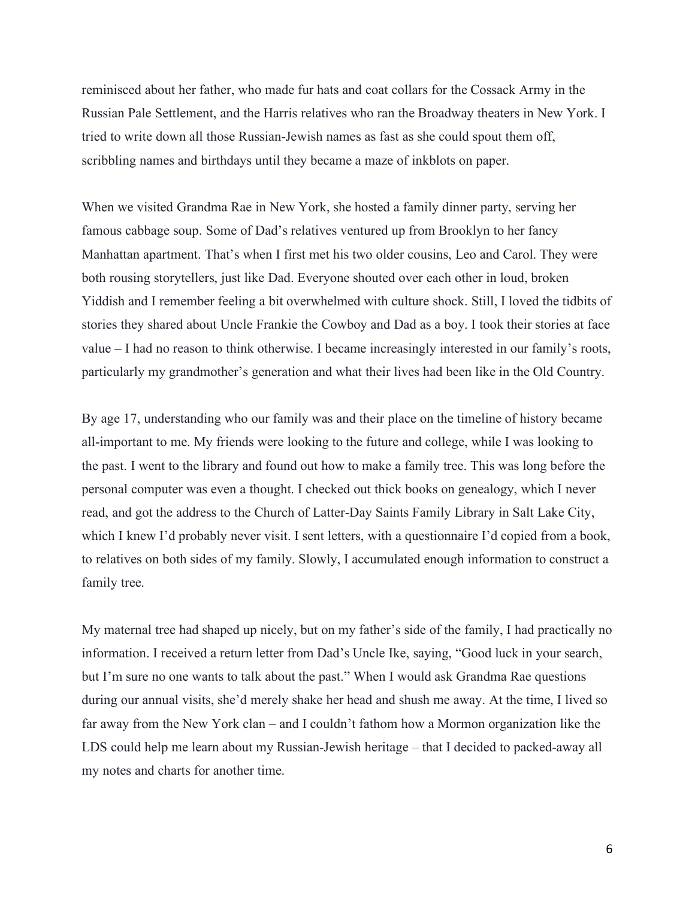reminisced about her father, who made fur hats and coat collars for the Cossack Army in the Russian Pale Settlement, and the Harris relatives who ran the Broadway theaters in New York. I tried to write down all those Russian-Jewish names as fast as she could spout them off, scribbling names and birthdays until they became a maze of inkblots on paper.

When we visited Grandma Rae in New York, she hosted a family dinner party, serving her famous cabbage soup. Some of Dad's relatives ventured up from Brooklyn to her fancy Manhattan apartment. That's when I first met his two older cousins, Leo and Carol. They were both rousing storytellers, just like Dad. Everyone shouted over each other in loud, broken Yiddish and I remember feeling a bit overwhelmed with culture shock. Still, I loved the tidbits of stories they shared about Uncle Frankie the Cowboy and Dad as a boy. I took their stories at face value – I had no reason to think otherwise. I became increasingly interested in our family's roots, particularly my grandmother's generation and what their lives had been like in the Old Country.

By age 17, understanding who our family was and their place on the timeline of history became all-important to me. My friends were looking to the future and college, while I was looking to the past. I went to the library and found out how to make a family tree. This was long before the personal computer was even a thought. I checked out thick books on genealogy, which I never read, and got the address to the Church of Latter-Day Saints Family Library in Salt Lake City, which I knew I'd probably never visit. I sent letters, with a questionnaire I'd copied from a book, to relatives on both sides of my family. Slowly, I accumulated enough information to construct a family tree.

My maternal tree had shaped up nicely, but on my father's side of the family, I had practically no information. I received a return letter from Dad's Uncle Ike, saying, "Good luck in your search, but I'm sure no one wants to talk about the past." When I would ask Grandma Rae questions during our annual visits, she'd merely shake her head and shush me away. At the time, I lived so far away from the New York clan – and I couldn't fathom how a Mormon organization like the LDS could help me learn about my Russian-Jewish heritage – that I decided to packed-away all my notes and charts for another time.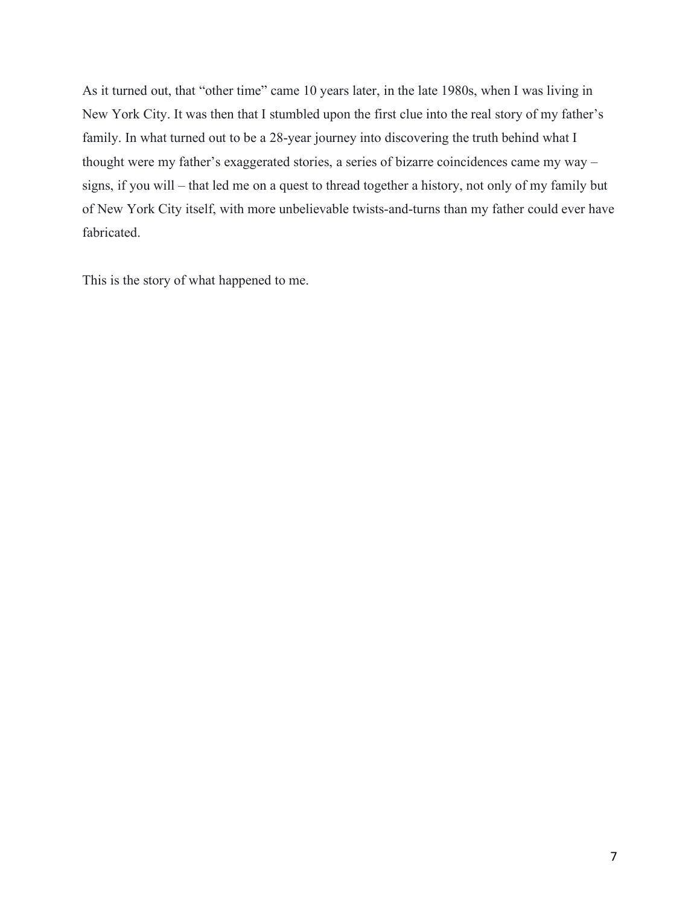As it turned out, that "other time" came 10 years later, in the late 1980s, when I was living in New York City. It was then that I stumbled upon the first clue into the real story of my father's family. In what turned out to be a 28-year journey into discovering the truth behind what I thought were my father's exaggerated stories, a series of bizarre coincidences came my way – signs, if you will – that led me on a quest to thread together a history, not only of my family but of New York City itself, with more unbelievable twists-and-turns than my father could ever have fabricated.

This is the story of what happened to me.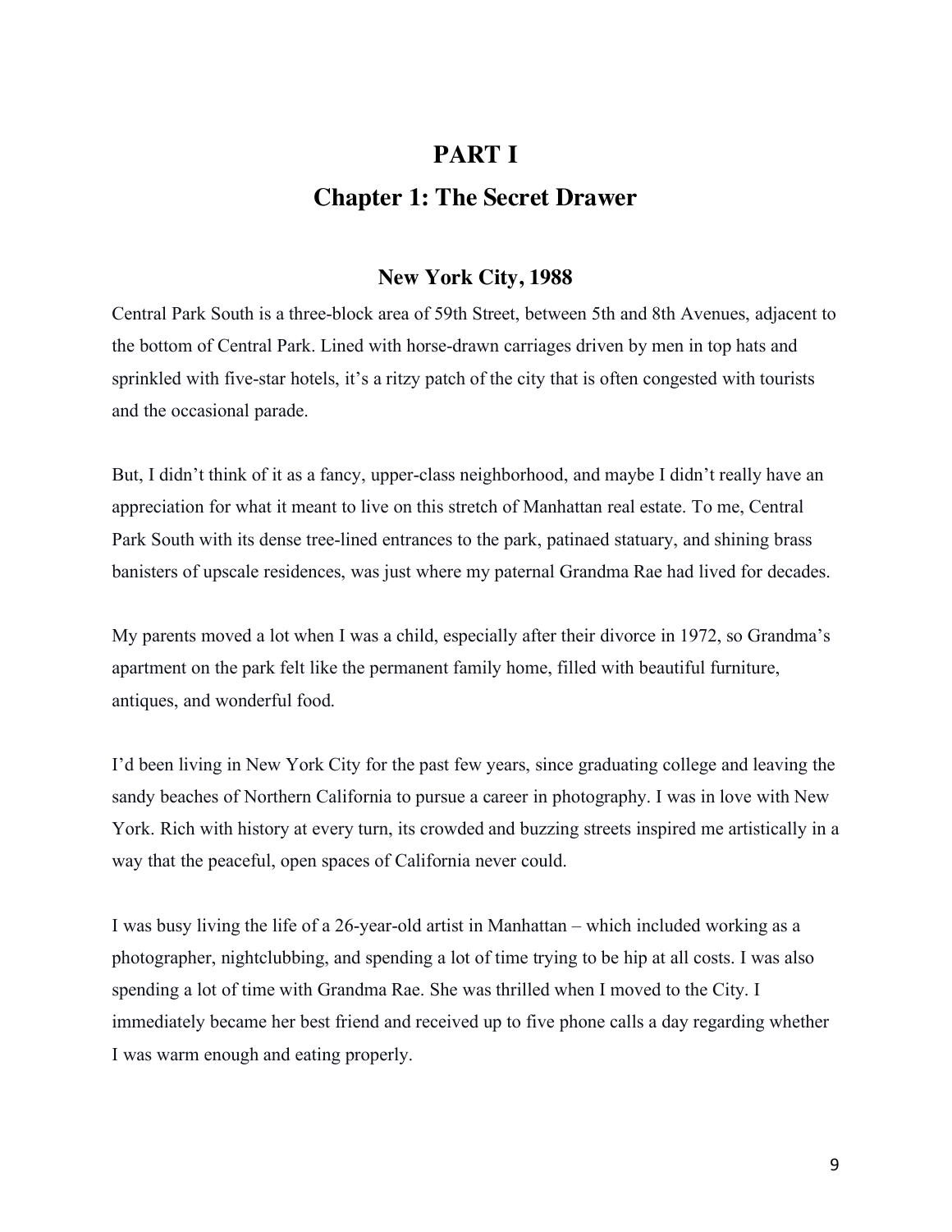# PART I

## Chapter 1: The Secret Drawer

### New York City, 1988

Central Park South is a three-block area of 59th Street, between 5th and 8th Avenues, adjacent to the bottom of Central Park. Lined with horse-drawn carriages driven by men in top hats and sprinkled with five-star hotels, it's a ritzy patch of the city that is often congested with tourists and the occasional parade.

But, I didn't think of it as a fancy, upper-class neighborhood, and maybe I didn't really have an appreciation for what it meant to live on this stretch of Manhattan real estate. To me, Central Park South with its dense tree-lined entrances to the park, patinaed statuary, and shining brass banisters of upscale residences, was just where my paternal Grandma Rae had lived for decades.

My parents moved a lot when I was a child, especially after their divorce in 1972, so Grandma's apartment on the park felt like the permanent family home, filled with beautiful furniture, antiques, and wonderful food.

I'd been living in New York City for the past few years, since graduating college and leaving the sandy beaches of Northern California to pursue a career in photography. I was in love with New York. Rich with history at every turn, its crowded and buzzing streets inspired me artistically in a way that the peaceful, open spaces of California never could.

I was busy living the life of a 26-year-old artist in Manhattan – which included working as a photographer, nightclubbing, and spending a lot of time trying to be hip at all costs. I was also spending a lot of time with Grandma Rae. She was thrilled when I moved to the City. I immediately became her best friend and received up to five phone calls a day regarding whether I was warm enough and eating properly.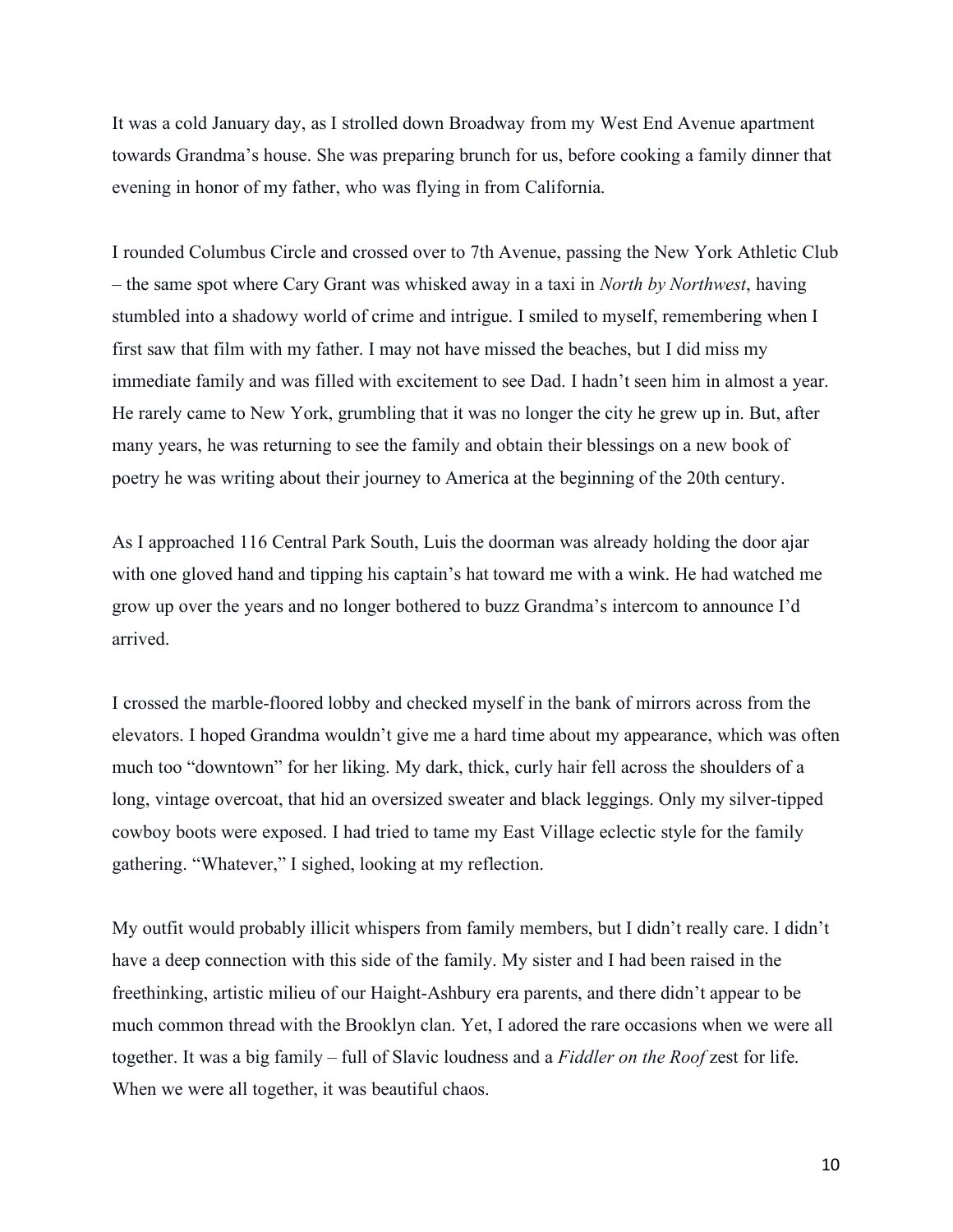It was a cold January day, as I strolled down Broadway from my West End Avenue apartment towards Grandma's house. She was preparing brunch for us, before cooking a family dinner that evening in honor of my father, who was flying in from California.

I rounded Columbus Circle and crossed over to 7th Avenue, passing the New York Athletic Club – the same spot where Cary Grant was whisked away in a taxi in *North by Northwest*, having stumbled into a shadowy world of crime and intrigue. I smiled to myself, remembering when I first saw that film with my father. I may not have missed the beaches, but I did miss my immediate family and was filled with excitement to see Dad. I hadn't seen him in almost a year. He rarely came to New York, grumbling that it was no longer the city he grew up in. But, after many years, he was returning to see the family and obtain their blessings on a new book of poetry he was writing about their journey to America at the beginning of the 20th century.

As I approached 116 Central Park South, Luis the doorman was already holding the door ajar with one gloved hand and tipping his captain's hat toward me with a wink. He had watched me grow up over the years and no longer bothered to buzz Grandma's intercom to announce I'd arrived.

I crossed the marble-floored lobby and checked myself in the bank of mirrors across from the elevators. I hoped Grandma wouldn't give me a hard time about my appearance, which was often much too "downtown" for her liking. My dark, thick, curly hair fell across the shoulders of a long, vintage overcoat, that hid an oversized sweater and black leggings. Only my silver-tipped cowboy boots were exposed. I had tried to tame my East Village eclectic style for the family gathering. "Whatever," I sighed, looking at my reflection.

My outfit would probably illicit whispers from family members, but I didn't really care. I didn't have a deep connection with this side of the family. My sister and I had been raised in the freethinking, artistic milieu of our Haight-Ashbury era parents, and there didn't appear to be much common thread with the Brooklyn clan. Yet, I adored the rare occasions when we were all together. It was a big family – full of Slavic loudness and a *Fiddler on the Roof* zest for life. When we were all together, it was beautiful chaos.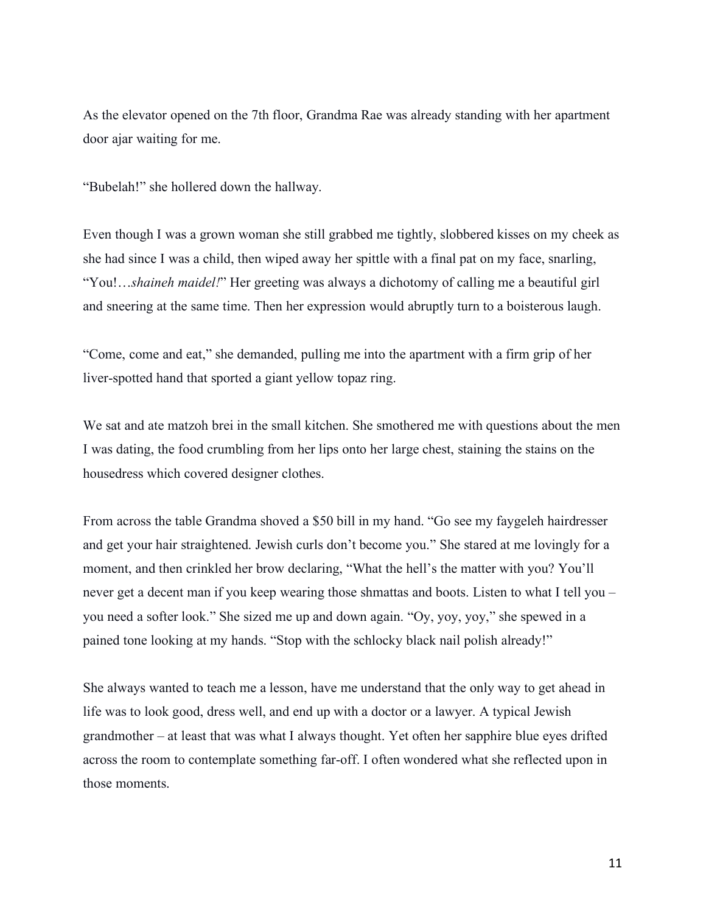As the elevator opened on the 7th floor, Grandma Rae was already standing with her apartment door ajar waiting for me.

“Bubelah!” she hollered down the hallway.

Even though I was a grown woman she still grabbed me tightly, slobbered kisses on my cheek as she had since I was a child, then wiped away her spittle with a final pat on my face, snarling, “You!…*shaineh maidel!*” Her greeting was always a dichotomy of calling me a beautiful girl and sneering at the same time. Then her expression would abruptly turn to a boisterous laugh.

“Come, come and eat,” she demanded, pulling me into the apartment with a firm grip of her liver-spotted hand that sported a giant yellow topaz ring.

We sat and ate matzoh brei in the small kitchen. She smothered me with questions about the men I was dating, the food crumbling from her lips onto her large chest, staining the stains on the housedress which covered designer clothes.

From across the table Grandma shoved a $50 bill in my hand. “Go see my faygeleh hairdresser and get your hair straightened. Jewish curls don’t become you.” She stared at me lovingly for a moment, and then crinkled her brow declaring, “What the hell’s the matter with you? You’ll never get a decent man if you keep wearing those shmattas and boots. Listen to what I tell you – you need a softer look.” She sized me up and down again. “Oy, yoy, yoy,” she spewed in a pained tone looking at my hands. “Stop with the schlocky black nail polish already!”

She always wanted to teach me a lesson, have me understand that the only way to get ahead in life was to look good, dress well, and end up with a doctor or a lawyer. A typical Jewish grandmother – at least that was what I always thought. Yet often her sapphire blue eyes drifted across the room to contemplate something far-off. I often wondered what she reflected upon in those moments.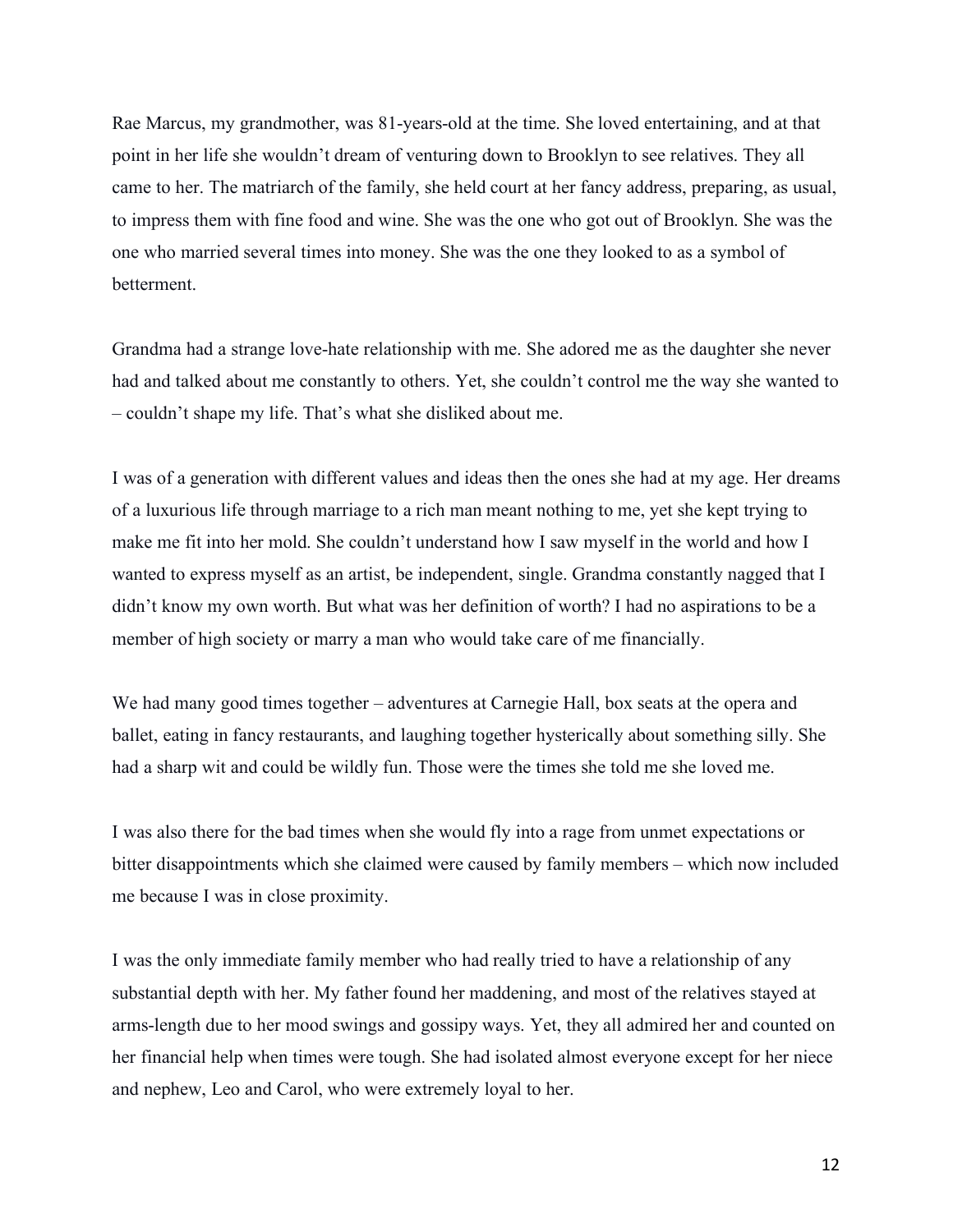Rae Marcus, my grandmother, was 81-years-old at the time. She loved entertaining, and at that point in her life she wouldn't dream of venturing down to Brooklyn to see relatives. They all came to her. The matriarch of the family, she held court at her fancy address, preparing, as usual, to impress them with fine food and wine. She was the one who got out of Brooklyn. She was the one who married several times into money. She was the one they looked to as a symbol of betterment.

Grandma had a strange love-hate relationship with me. She adored me as the daughter she never had and talked about me constantly to others. Yet, she couldn't control me the way she wanted to – couldn't shape my life. That's what she disliked about me.

I was of a generation with different values and ideas then the ones she had at my age. Her dreams of a luxurious life through marriage to a rich man meant nothing to me, yet she kept trying to make me fit into her mold. She couldn't understand how I saw myself in the world and how I wanted to express myself as an artist, be independent, single. Grandma constantly nagged that I didn't know my own worth. But what was her definition of worth? I had no aspirations to be a member of high society or marry a man who would take care of me financially.

We had many good times together – adventures at Carnegie Hall, box seats at the opera and ballet, eating in fancy restaurants, and laughing together hysterically about something silly. She had a sharp wit and could be wildly fun. Those were the times she told me she loved me.

I was also there for the bad times when she would fly into a rage from unmet expectations or bitter disappointments which she claimed were caused by family members – which now included me because I was in close proximity.

I was the only immediate family member who had really tried to have a relationship of any substantial depth with her. My father found her maddening, and most of the relatives stayed at arms-length due to her mood swings and gossipy ways. Yet, they all admired her and counted on her financial help when times were tough. She had isolated almost everyone except for her niece and nephew, Leo and Carol, who were extremely loyal to her.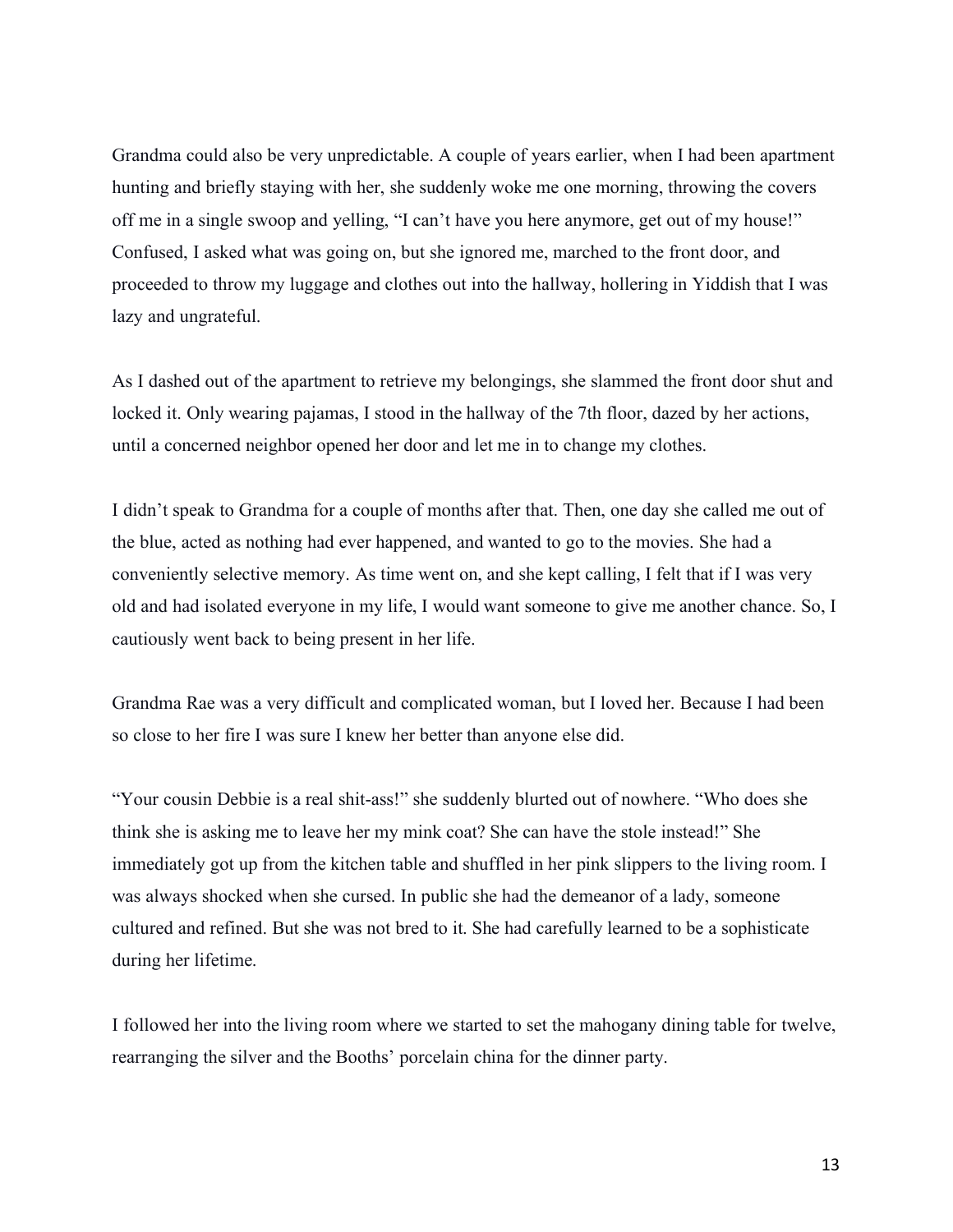Grandma could also be very unpredictable. A couple of years earlier, when I had been apartment hunting and briefly staying with her, she suddenly woke me one morning, throwing the covers off me in a single swoop and yelling, "I can't have you here anymore, get out of my house!" Confused, I asked what was going on, but she ignored me, marched to the front door, and proceeded to throw my luggage and clothes out into the hallway, hollering in Yiddish that I was lazy and ungrateful.

As I dashed out of the apartment to retrieve my belongings, she slammed the front door shut and locked it. Only wearing pajamas, I stood in the hallway of the 7th floor, dazed by her actions, until a concerned neighbor opened her door and let me in to change my clothes.

I didn't speak to Grandma for a couple of months after that. Then, one day she called me out of the blue, acted as nothing had ever happened, and wanted to go to the movies. She had a conveniently selective memory. As time went on, and she kept calling, I felt that if I was very old and had isolated everyone in my life, I would want someone to give me another chance. So, I cautiously went back to being present in her life.

Grandma Rae was a very difficult and complicated woman, but I loved her. Because I had been so close to her fire I was sure I knew her better than anyone else did.

"Your cousin Debbie is a real shit-ass!" she suddenly blurted out of nowhere. "Who does she think she is asking me to leave her my mink coat? She can have the stole instead!" She immediately got up from the kitchen table and shuffled in her pink slippers to the living room. I was always shocked when she cursed. In public she had the demeanor of a lady, someone cultured and refined. But she was not bred to it. She had carefully learned to be a sophisticate during her lifetime.

I followed her into the living room where we started to set the mahogany dining table for twelve, rearranging the silver and the Booths' porcelain china for the dinner party.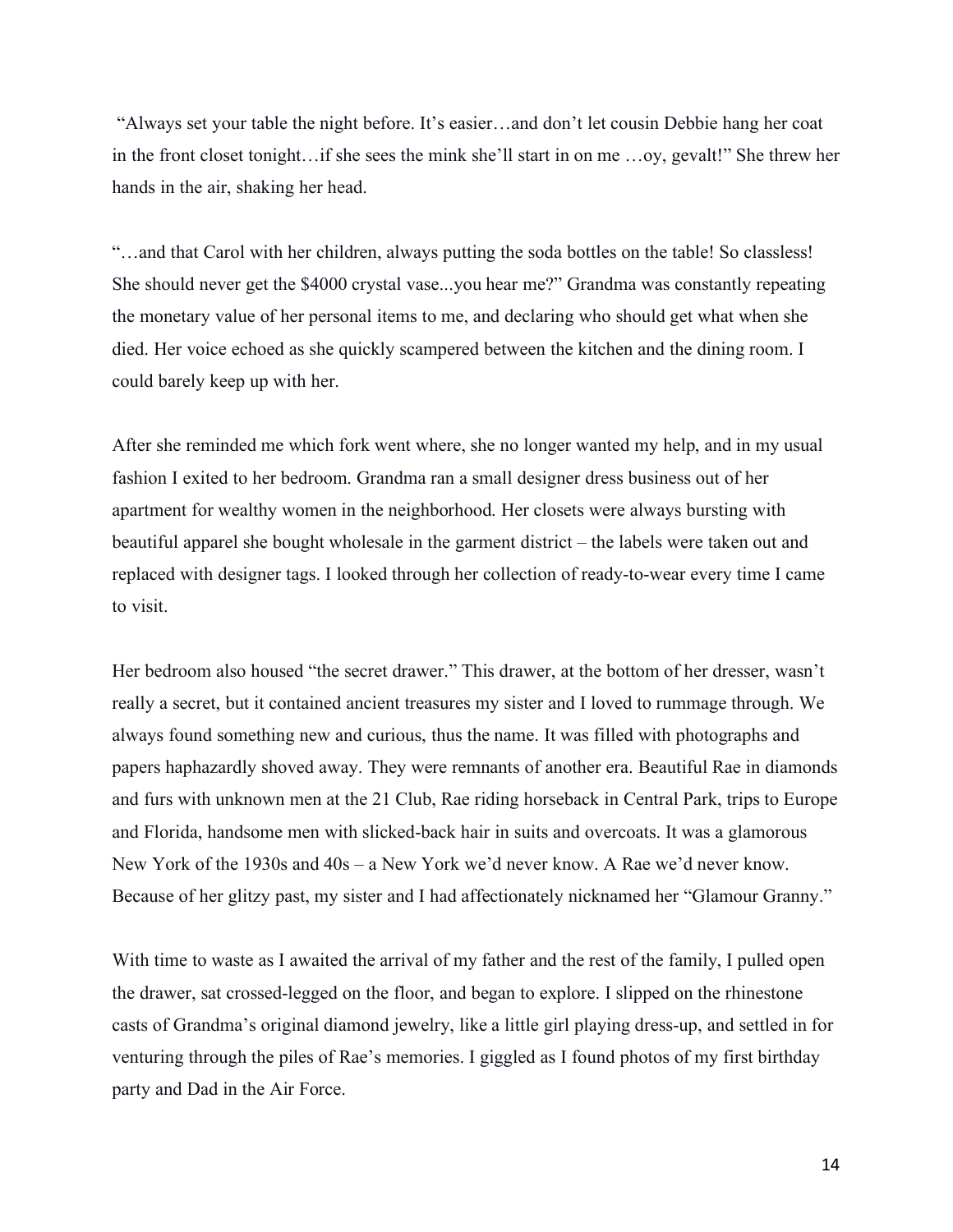"Always set your table the night before. It's easier…and don't let cousin Debbie hang her coat in the front closet tonight…if she sees the mink she'll start in on me …oy, gevalt!" She threw her hands in the air, shaking her head.

"…and that Carol with her children, always putting the soda bottles on the table! So classless! She should never get the $4000 crystal vase...you hear me?" Grandma was constantly repeating the monetary value of her personal items to me, and declaring who should get what when she died. Her voice echoed as she quickly scampered between the kitchen and the dining room. I could barely keep up with her.

After she reminded me which fork went where, she no longer wanted my help, and in my usual fashion I exited to her bedroom. Grandma ran a small designer dress business out of her apartment for wealthy women in the neighborhood. Her closets were always bursting with beautiful apparel she bought wholesale in the garment district – the labels were taken out and replaced with designer tags. I looked through her collection of ready-to-wear every time I came to visit.

Her bedroom also housed "the secret drawer." This drawer, at the bottom of her dresser, wasn't really a secret, but it contained ancient treasures my sister and I loved to rummage through. We always found something new and curious, thus the name. It was filled with photographs and papers haphazardly shoved away. They were remnants of another era. Beautiful Rae in diamonds and furs with unknown men at the 21 Club, Rae riding horseback in Central Park, trips to Europe and Florida, handsome men with slicked-back hair in suits and overcoats. It was a glamorous New York of the 1930s and 40s – a New York we'd never know. A Rae we'd never know. Because of her glitzy past, my sister and I had affectionately nicknamed her "Glamour Granny."

With time to waste as I awaited the arrival of my father and the rest of the family, I pulled open the drawer, sat crossed-legged on the floor, and began to explore. I slipped on the rhinestone casts of Grandma's original diamond jewelry, like a little girl playing dress-up, and settled in for venturing through the piles of Rae's memories. I giggled as I found photos of my first birthday party and Dad in the Air Force.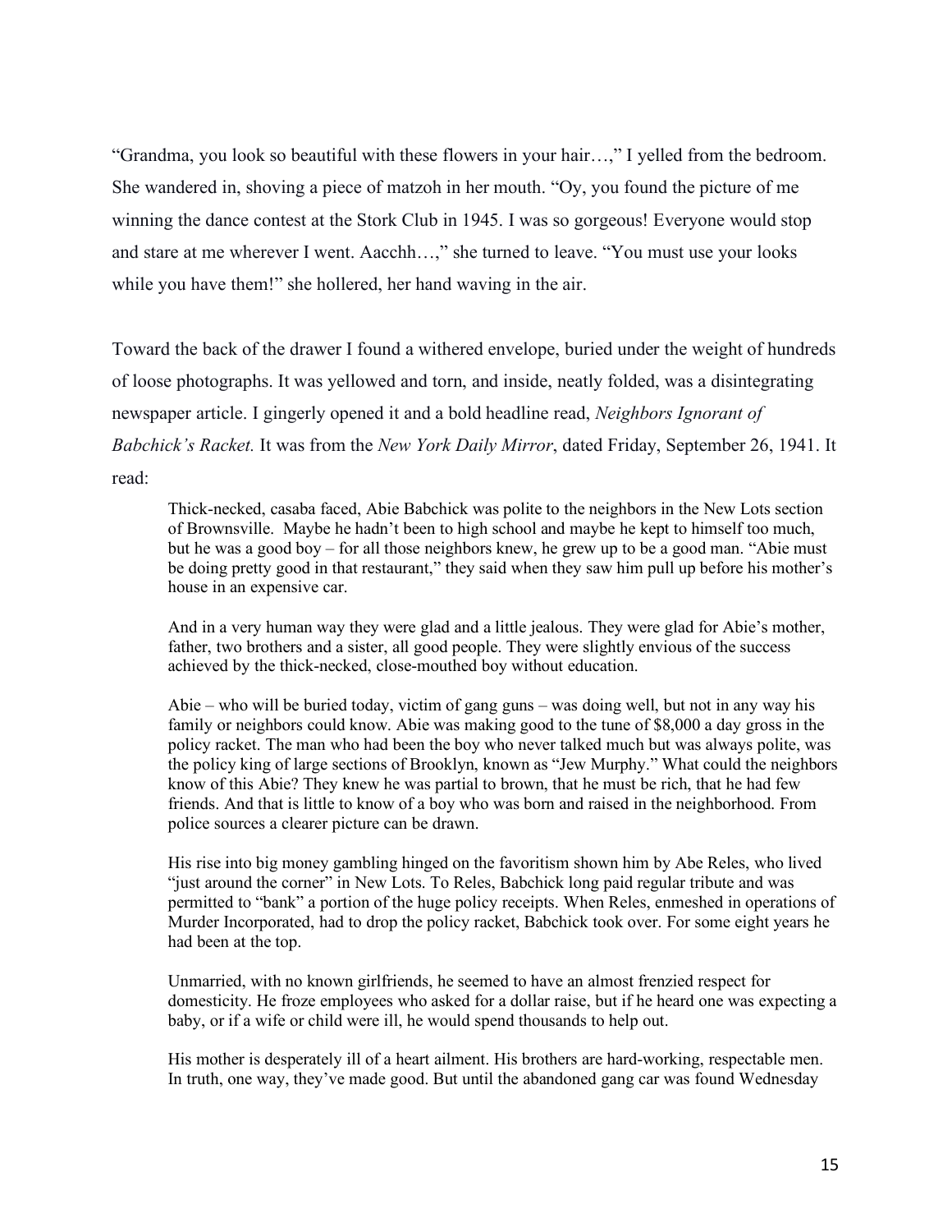"Grandma, you look so beautiful with these flowers in your hair…," I yelled from the bedroom. She wandered in, shoving a piece of matzoh in her mouth. "Oy, you found the picture of me winning the dance contest at the Stork Club in 1945. I was so gorgeous! Everyone would stop and stare at me wherever I went. Aacchh…," she turned to leave. "You must use your looks while you have them!" she hollered, her hand waving in the air.

Toward the back of the drawer I found a withered envelope, buried under the weight of hundreds of loose photographs. It was yellowed and torn, and inside, neatly folded, was a disintegrating newspaper article. I gingerly opened it and a bold headline read, *Neighbors Ignorant of Babchick's Racket.* It was from the *New York Daily Mirror*, dated Friday, September 26, 1941. It read:

> Thick-necked, casaba faced, Abie Babchick was polite to the neighbors in the New Lots section of Brownsville. Maybe he hadn't been to high school and maybe he kept to himself too much, but he was a good boy – for all those neighbors knew, he grew up to be a good man. "Abie must be doing pretty good in that restaurant," they said when they saw him pull up before his mother's house in an expensive car.
>
> And in a very human way they were glad and a little jealous. They were glad for Abie's mother, father, two brothers and a sister, all good people. They were slightly envious of the success achieved by the thick-necked, close-mouthed boy without education.
>
> Abie – who will be buried today, victim of gang guns – was doing well, but not in any way his family or neighbors could know. Abie was making good to the tune of $8,000 a day gross in the policy racket. The man who had been the boy who never talked much but was always polite, was the policy king of large sections of Brooklyn, known as "Jew Murphy." What could the neighbors know of this Abie? They knew he was partial to brown, that he must be rich, that he had few friends. And that is little to know of a boy who was born and raised in the neighborhood. From police sources a clearer picture can be drawn.
>
> His rise into big money gambling hinged on the favoritism shown him by Abe Reles, who lived "just around the corner" in New Lots. To Reles, Babchick long paid regular tribute and was permitted to "bank" a portion of the huge policy receipts. When Reles, enmeshed in operations of Murder Incorporated, had to drop the policy racket, Babchick took over. For some eight years he had been at the top.
>
> Unmarried, with no known girlfriends, he seemed to have an almost frenzied respect for domesticity. He froze employees who asked for a dollar raise, but if he heard one was expecting a baby, or if a wife or child were ill, he would spend thousands to help out.
>
> His mother is desperately ill of a heart ailment. His brothers are hard-working, respectable men. In truth, one way, they've made good. But until the abandoned gang car was found Wednesday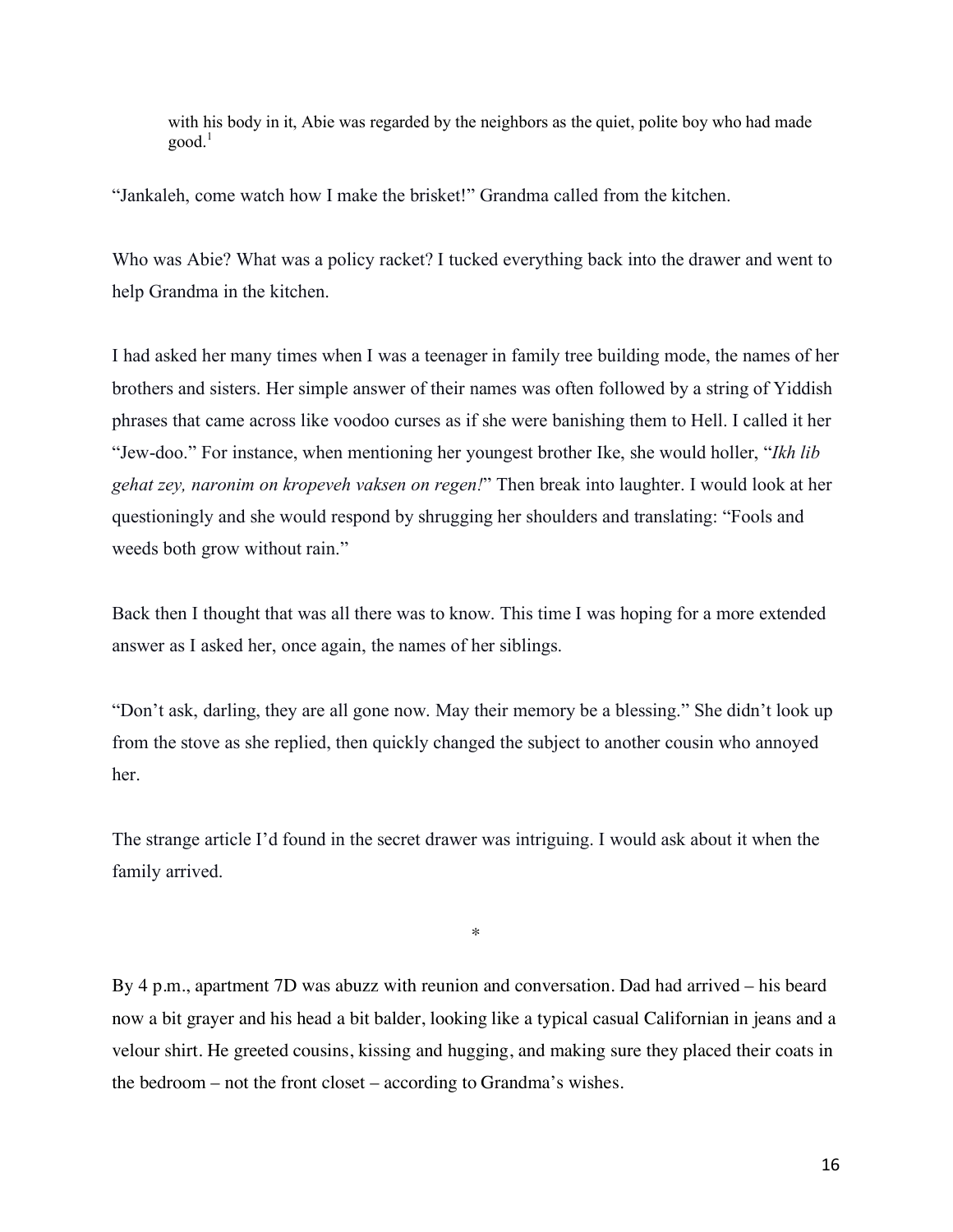> with his body in it, Abie was regarded by the neighbors as the quiet, polite boy who had made good.[1]

"Jankaleh, come watch how I make the brisket!" Grandma called from the kitchen.

Who was Abie? What was a policy racket? I tucked everything back into the drawer and went to help Grandma in the kitchen.

I had asked her many times when I was a teenager in family tree building mode, the names of her brothers and sisters. Her simple answer of their names was often followed by a string of Yiddish phrases that came across like voodoo curses as if she were banishing them to Hell. I called it her "Jew-doo." For instance, when mentioning her youngest brother Ike, she would holler, "*Ikh lib gehat zey, naronim on kropeveh vaksen on regen!*" Then break into laughter. I would look at her questioningly and she would respond by shrugging her shoulders and translating: "Fools and weeds both grow without rain."

Back then I thought that was all there was to know. This time I was hoping for a more extended answer as I asked her, once again, the names of her siblings.

"Don't ask, darling, they are all gone now. May their memory be a blessing." She didn't look up from the stove as she replied, then quickly changed the subject to another cousin who annoyed her.

The strange article I'd found in the secret drawer was intriguing. I would ask about it when the family arrived.

*

By 4 p.m., apartment 7D was abuzz with reunion and conversation. Dad had arrived – his beard now a bit grayer and his head a bit balder, looking like a typical casual Californian in jeans and a velour shirt. He greeted cousins, kissing and hugging, and making sure they placed their coats in the bedroom – not the front closet – according to Grandma's wishes.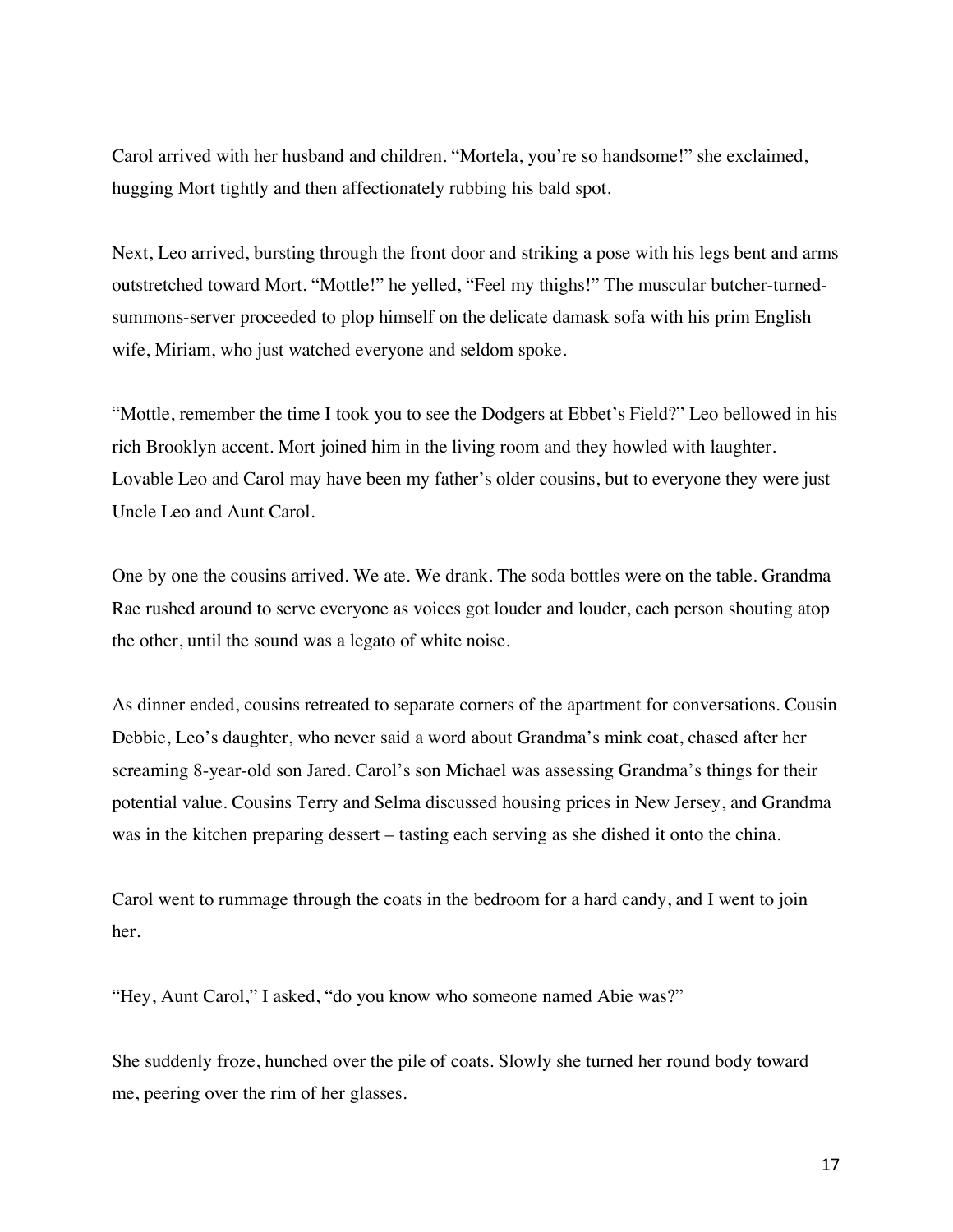Carol arrived with her husband and children. "Mortela, you're so handsome!" she exclaimed, hugging Mort tightly and then affectionately rubbing his bald spot.

Next, Leo arrived, bursting through the front door and striking a pose with his legs bent and arms outstretched toward Mort. "Mottle!" he yelled, "Feel my thighs!" The muscular butcher-turned-summons-server proceeded to plop himself on the delicate damask sofa with his prim English wife, Miriam, who just watched everyone and seldom spoke.

"Mottle, remember the time I took you to see the Dodgers at Ebbet's Field?" Leo bellowed in his rich Brooklyn accent. Mort joined him in the living room and they howled with laughter. Lovable Leo and Carol may have been my father's older cousins, but to everyone they were just Uncle Leo and Aunt Carol.

One by one the cousins arrived. We ate. We drank. The soda bottles were on the table. Grandma Rae rushed around to serve everyone as voices got louder and louder, each person shouting atop the other, until the sound was a legato of white noise.

As dinner ended, cousins retreated to separate corners of the apartment for conversations. Cousin Debbie, Leo's daughter, who never said a word about Grandma's mink coat, chased after her screaming 8-year-old son Jared. Carol's son Michael was assessing Grandma's things for their potential value. Cousins Terry and Selma discussed housing prices in New Jersey, and Grandma was in the kitchen preparing dessert – tasting each serving as she dished it onto the china.

Carol went to rummage through the coats in the bedroom for a hard candy, and I went to join her.

"Hey, Aunt Carol," I asked, "do you know who someone named Abie was?"

She suddenly froze, hunched over the pile of coats. Slowly she turned her round body toward me, peering over the rim of her glasses.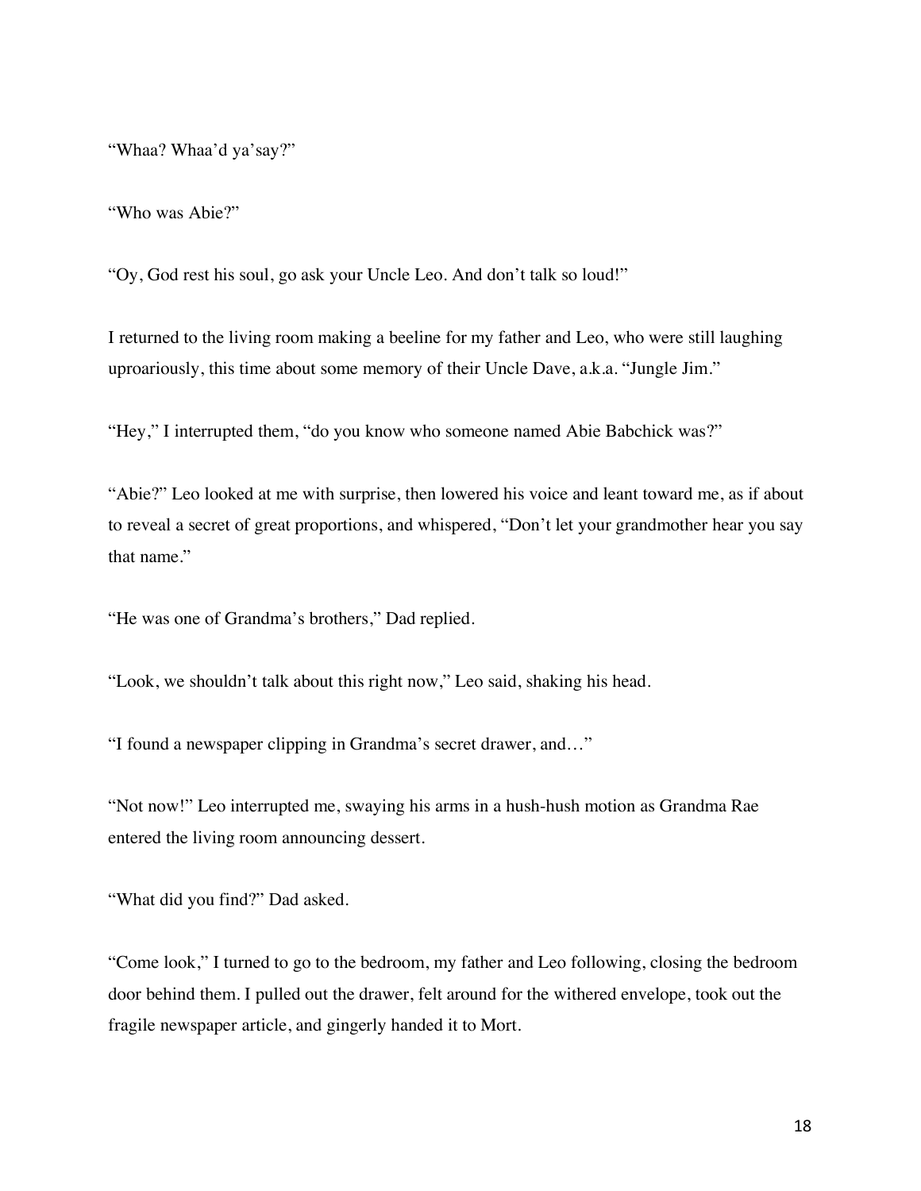"Whaa? Whaa'd ya'say?"

"Who was Abie?"

"Oy, God rest his soul, go ask your Uncle Leo. And don't talk so loud!"

I returned to the living room making a beeline for my father and Leo, who were still laughing uproariously, this time about some memory of their Uncle Dave, a.k.a. "Jungle Jim."

"Hey," I interrupted them, "do you know who someone named Abie Babchick was?"

"Abie?" Leo looked at me with surprise, then lowered his voice and leant toward me, as if about to reveal a secret of great proportions, and whispered, "Don't let your grandmother hear you say that name."

"He was one of Grandma's brothers," Dad replied.

"Look, we shouldn't talk about this right now," Leo said, shaking his head.

"I found a newspaper clipping in Grandma's secret drawer, and…"

"Not now!" Leo interrupted me, swaying his arms in a hush-hush motion as Grandma Rae entered the living room announcing dessert.

"What did you find?" Dad asked.

"Come look," I turned to go to the bedroom, my father and Leo following, closing the bedroom door behind them. I pulled out the drawer, felt around for the withered envelope, took out the fragile newspaper article, and gingerly handed it to Mort.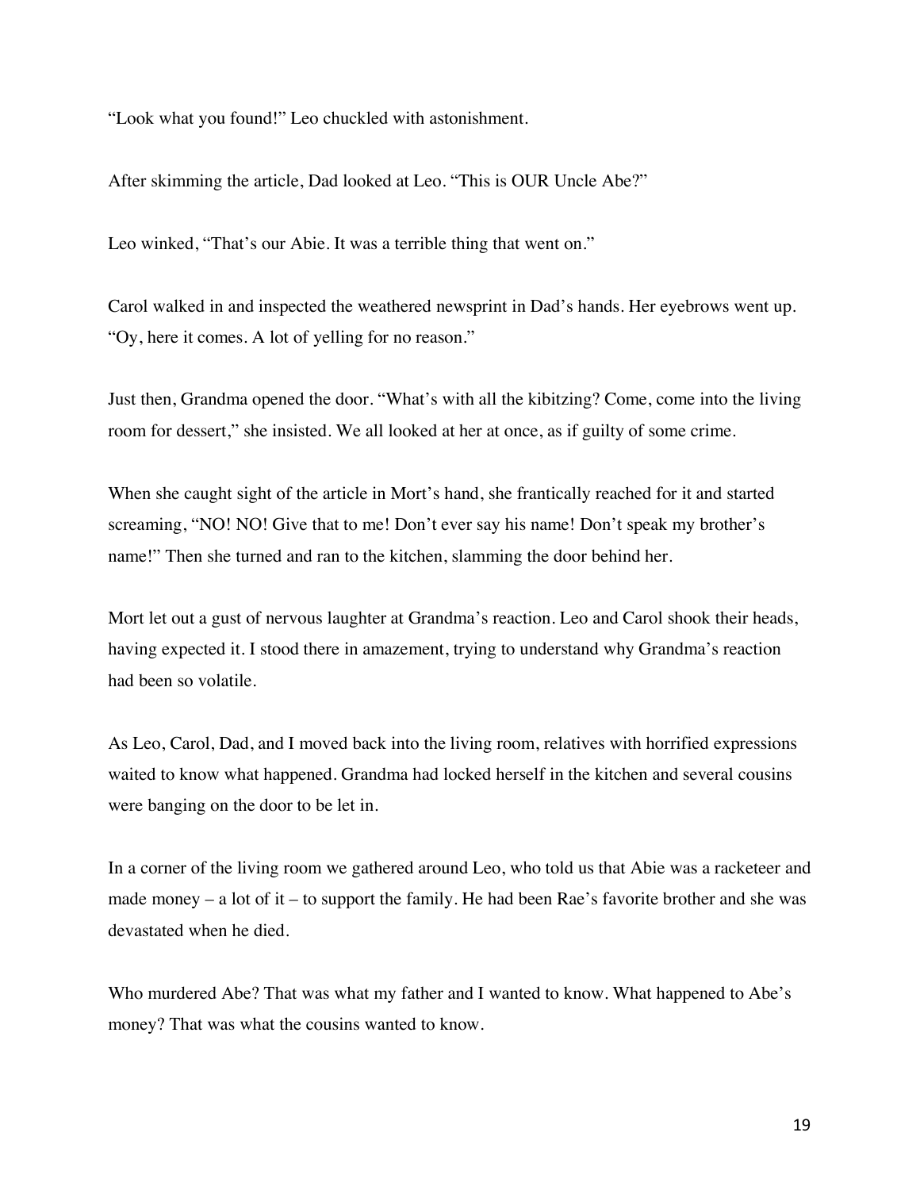“Look what you found!” Leo chuckled with astonishment.

After skimming the article, Dad looked at Leo. “This is OUR Uncle Abe?”

Leo winked, “That’s our Abie. It was a terrible thing that went on.”

Carol walked in and inspected the weathered newsprint in Dad’s hands. Her eyebrows went up. “Oy, here it comes. A lot of yelling for no reason.”

Just then, Grandma opened the door. “What’s with all the kibitzing? Come, come into the living room for dessert,” she insisted. We all looked at her at once, as if guilty of some crime.

When she caught sight of the article in Mort’s hand, she frantically reached for it and started screaming, “NO! NO! Give that to me! Don’t ever say his name! Don’t speak my brother’s name!” Then she turned and ran to the kitchen, slamming the door behind her.

Mort let out a gust of nervous laughter at Grandma’s reaction. Leo and Carol shook their heads, having expected it. I stood there in amazement, trying to understand why Grandma’s reaction had been so volatile.

As Leo, Carol, Dad, and I moved back into the living room, relatives with horrified expressions waited to know what happened. Grandma had locked herself in the kitchen and several cousins were banging on the door to be let in.

In a corner of the living room we gathered around Leo, who told us that Abie was a racketeer and made money – a lot of it – to support the family. He had been Rae’s favorite brother and she was devastated when he died.

Who murdered Abe? That was what my father and I wanted to know. What happened to Abe’s money? That was what the cousins wanted to know.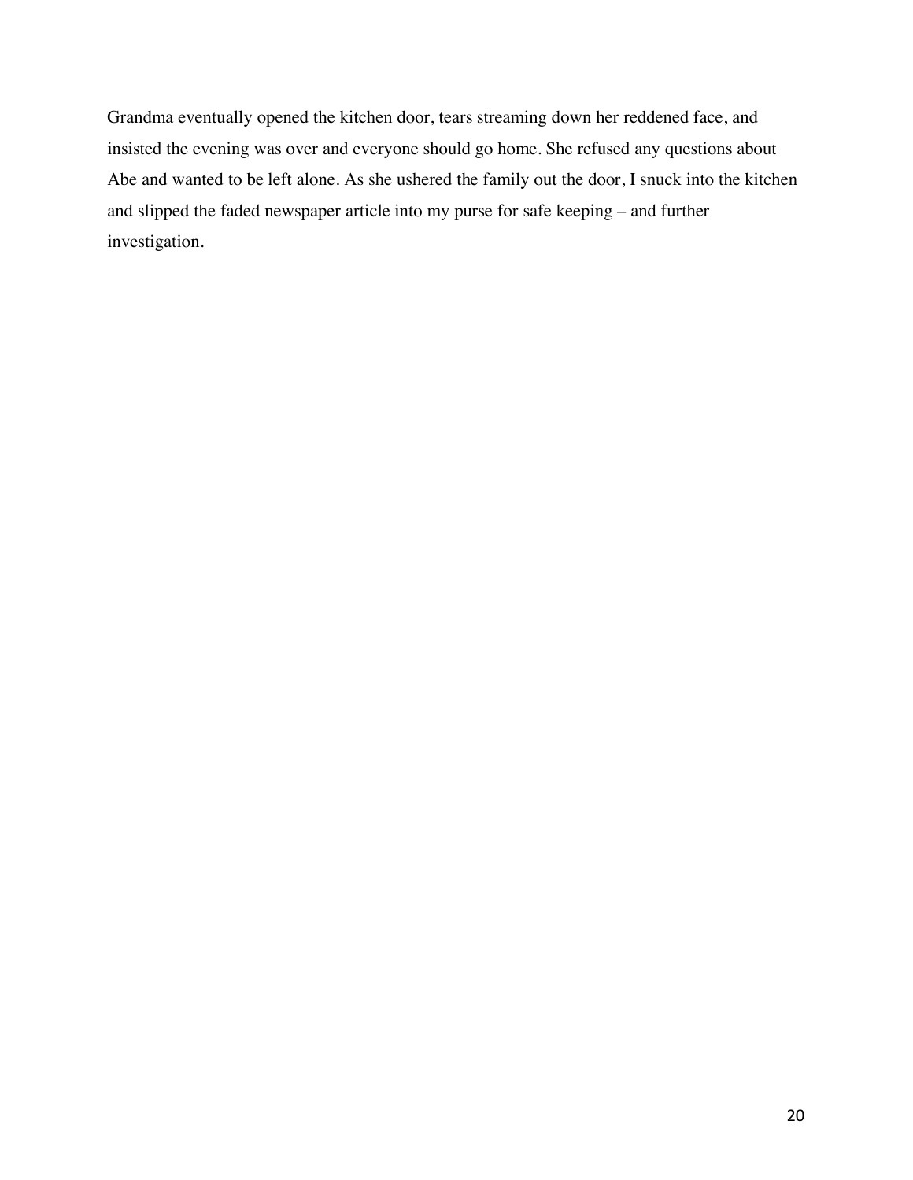Grandma eventually opened the kitchen door, tears streaming down her reddened face, and insisted the evening was over and everyone should go home. She refused any questions about Abe and wanted to be left alone. As she ushered the family out the door, I snuck into the kitchen and slipped the faded newspaper article into my purse for safe keeping – and further investigation.